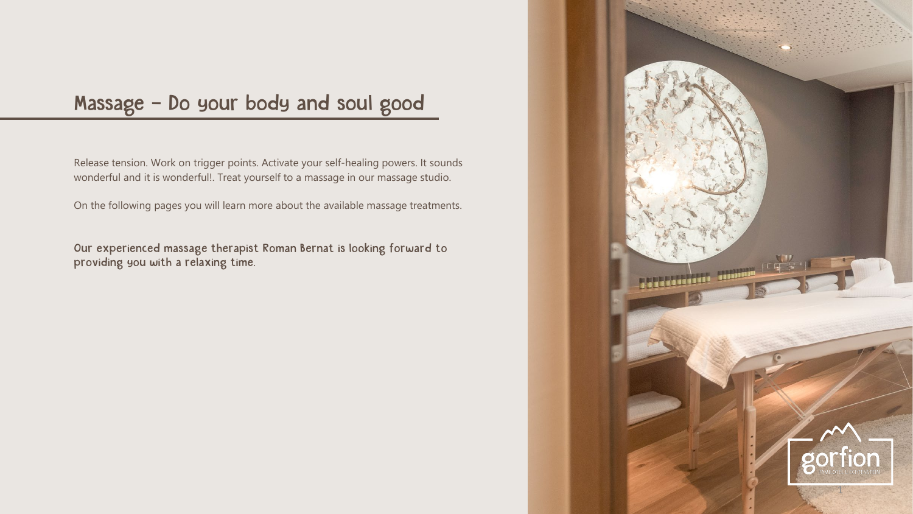# Massage – Do your body and soul good

Release tension. Work on trigger points. Activate your self-healing powers. It sounds wonderful and it is wonderful!. Treat yourself to a massage in our massage studio.

On the following pages you will learn more about the available massage treatments.

Our experienced massage therapist Roman Bernat is looking forward to providing you with a relaxing time.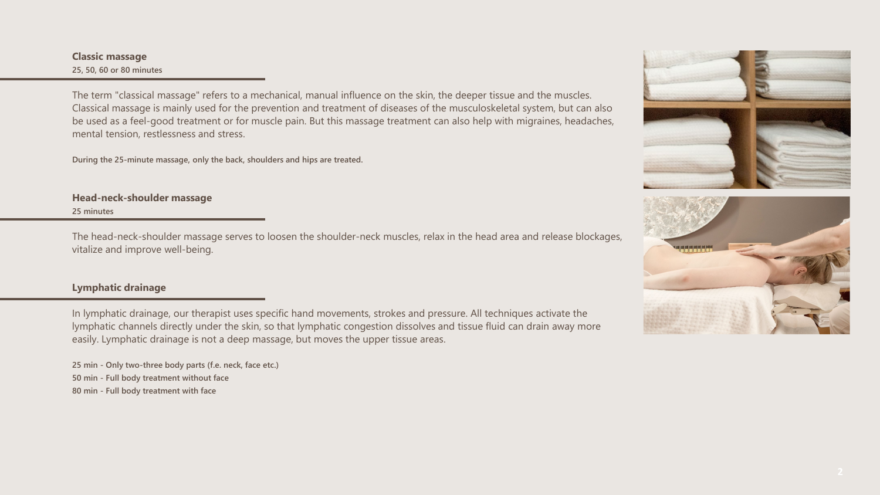### Classic massage

**25, 50, 60 or 80 minutes**

The term "classical massage" refers to a mechanical, manual influence on the skin, the deeper tissue and the muscles. Classical massage is mainly used for the prevention and treatment of diseases of the musculoskeletal system, but can also be used as a feel-good treatment or for muscle pain. But this massage treatment can also help with migraines, headaches, mental tension, restlessness and stress.

**During the 25-minute massage, only the back, shoulders and hips are treated.**

### Head-neck-shoulder massage

**25 minutes**

The head-neck-shoulder massage serves to loosen the shoulder-neck muscles, relax in the head area and release blockages, vitalize and improve well-being.

### Lymphatic drainage

In lymphatic drainage, our therapist uses specific hand movements, strokes and pressure. All techniques activate the lymphatic channels directly under the skin, so that lymphatic congestion dissolves and tissue fluid can drain away more easily. Lymphatic drainage is not a deep massage, but moves the upper tissue areas.

**25 min - Only two-three body parts (f.e. neck, face etc.)**
**50 min - Full body treatment without face**
**80 min - Full body treatment with face**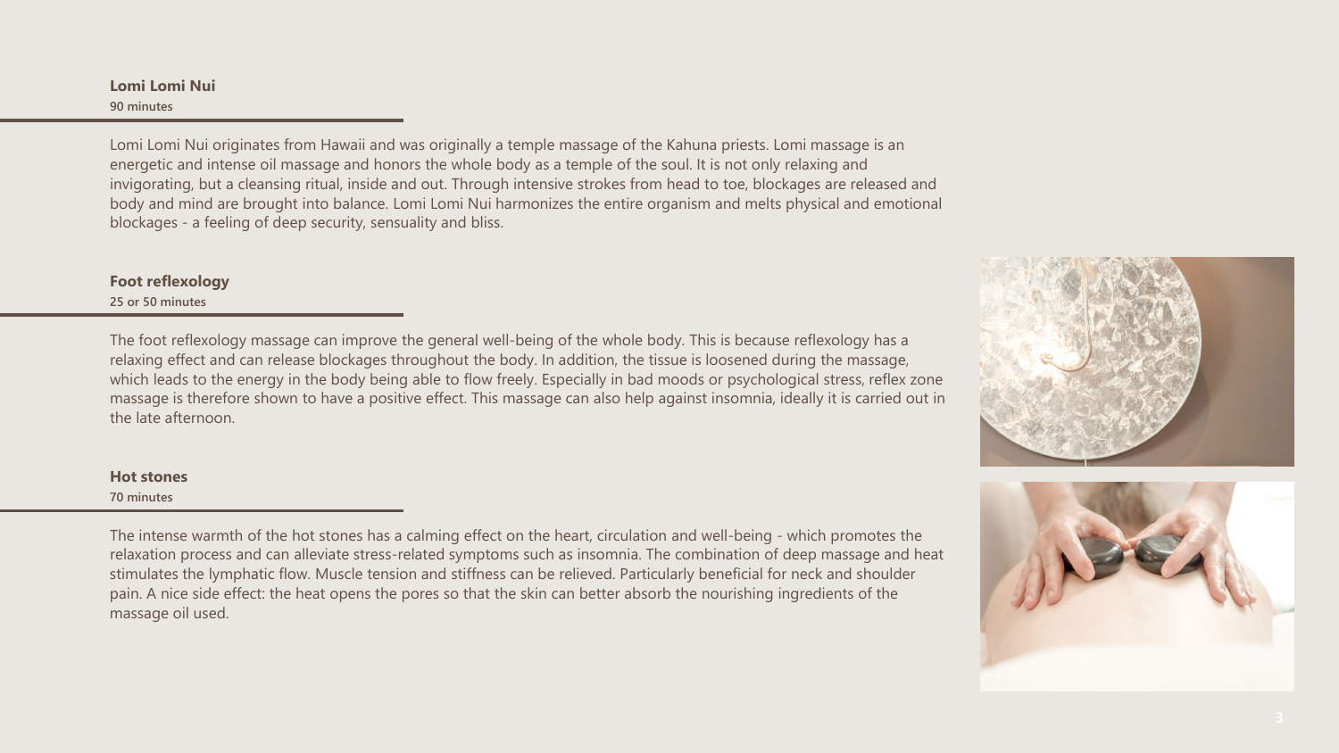## Lomi Lomi Nui

**90 minutes**

Lomi Lomi Nui originates from Hawaii and was originally a temple massage of the Kahuna priests. Lomi massage is an energetic and intense oil massage and honors the whole body as a temple of the soul. It is not only relaxing and invigorating, but a cleansing ritual, inside and out. Through intensive strokes from head to toe, blockages are released and body and mind are brought into balance. Lomi Lomi Nui harmonizes the entire organism and melts physical and emotional blockages - a feeling of deep security, sensuality and bliss.

## Foot reflexology

**25 or 50 minutes**

The foot reflexology massage can improve the general well-being of the whole body. This is because reflexology has a relaxing effect and can release blockages throughout the body. In addition, the tissue is loosened during the massage, which leads to the energy in the body being able to flow freely. Especially in bad moods or psychological stress, reflex zone massage is therefore shown to have a positive effect. This massage can also help against insomnia, ideally it is carried out in the late afternoon.

## Hot stones

**70 minutes**

The intense warmth of the hot stones has a calming effect on the heart, circulation and well-being - which promotes the relaxation process and can alleviate stress-related symptoms such as insomnia. The combination of deep massage and heat stimulates the lymphatic flow. Muscle tension and stiffness can be relieved. Particularly beneficial for neck and shoulder pain. A nice side effect: the heat opens the pores so that the skin can better absorb the nourishing ingredients of the massage oil used.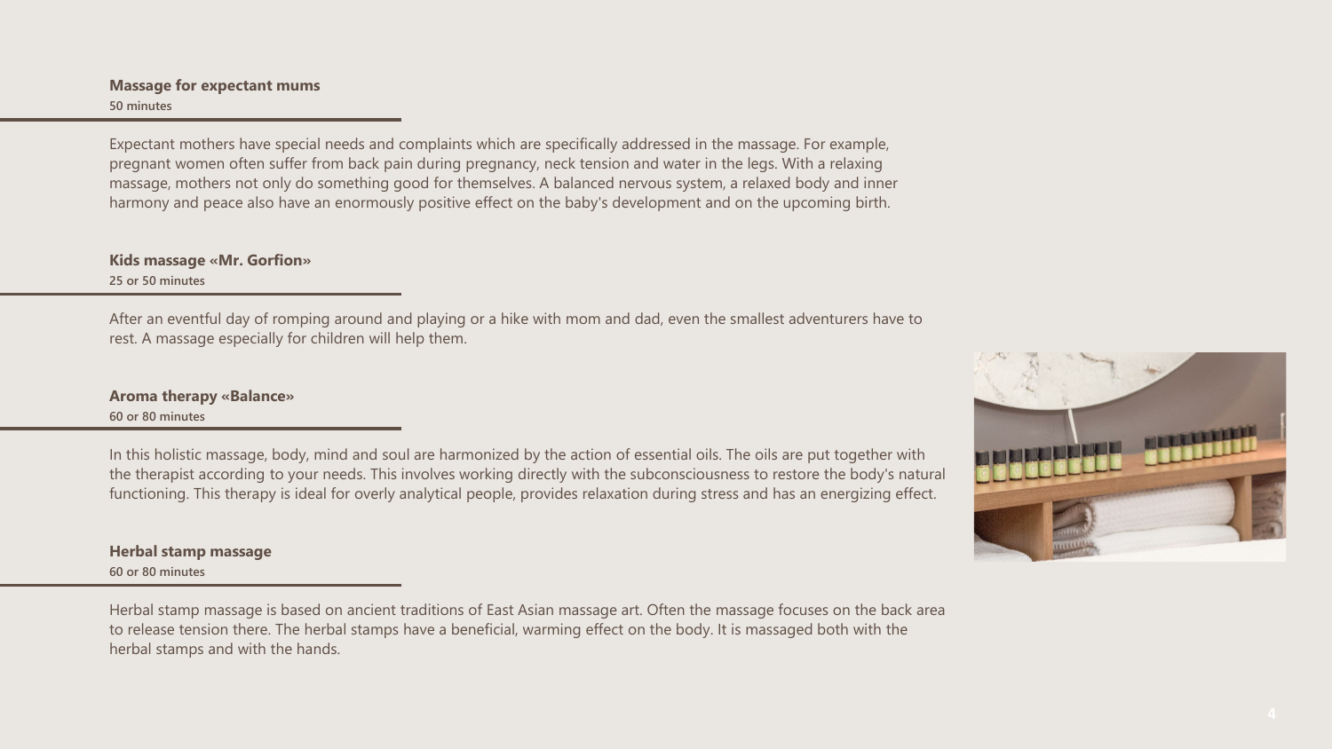**Massage for expectant mums**
**50 minutes**

Expectant mothers have special needs and complaints which are specifically addressed in the massage. For example, pregnant women often suffer from back pain during pregnancy, neck tension and water in the legs. With a relaxing massage, mothers not only do something good for themselves. A balanced nervous system, a relaxed body and inner harmony and peace also have an enormously positive effect on the baby's development and on the upcoming birth.

**Kids massage «Mr. Gorfion»**
**25 or 50 minutes**

After an eventful day of romping around and playing or a hike with mom and dad, even the smallest adventurers have to rest. A massage especially for children will help them.

**Aroma therapy «Balance»**
**60 or 80 minutes**

In this holistic massage, body, mind and soul are harmonized by the action of essential oils. The oils are put together with the therapist according to your needs. This involves working directly with the subconsciousness to restore the body's natural functioning. This therapy is ideal for overly analytical people, provides relaxation during stress and has an energizing effect.

**Herbal stamp massage**
**60 or 80 minutes**

Herbal stamp massage is based on ancient traditions of East Asian massage art. Often the massage focuses on the back area to release tension there. The herbal stamps have a beneficial, warming effect on the body. It is massaged both with the herbal stamps and with the hands.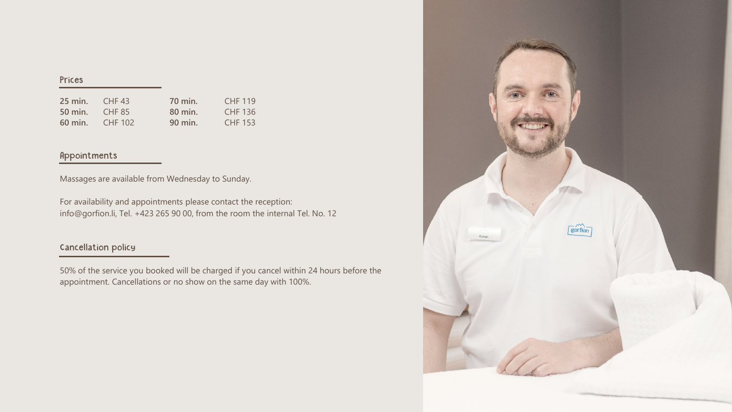## Prices

| | | | |
|---|---|---|---|
| **25 min.** | CHF 43 | **70 min.** | CHF 119 |
| **50 min.** | CHF 85 | **80 min.** | CHF 136 |
| **60 min.** | CHF 102 | **90 min.** | CHF 153 |

## Appointments

Massages are available from Wednesday to Sunday.

For availability and appointments please contact the reception:
info@gorfion.li, Tel. +423 265 90 00, from the room the internal Tel. No. 12

## Cancellation policy

50% of the service you booked will be charged if you cancel within 24 hours before the appointment. Cancellations or no show on the same day with 100%.